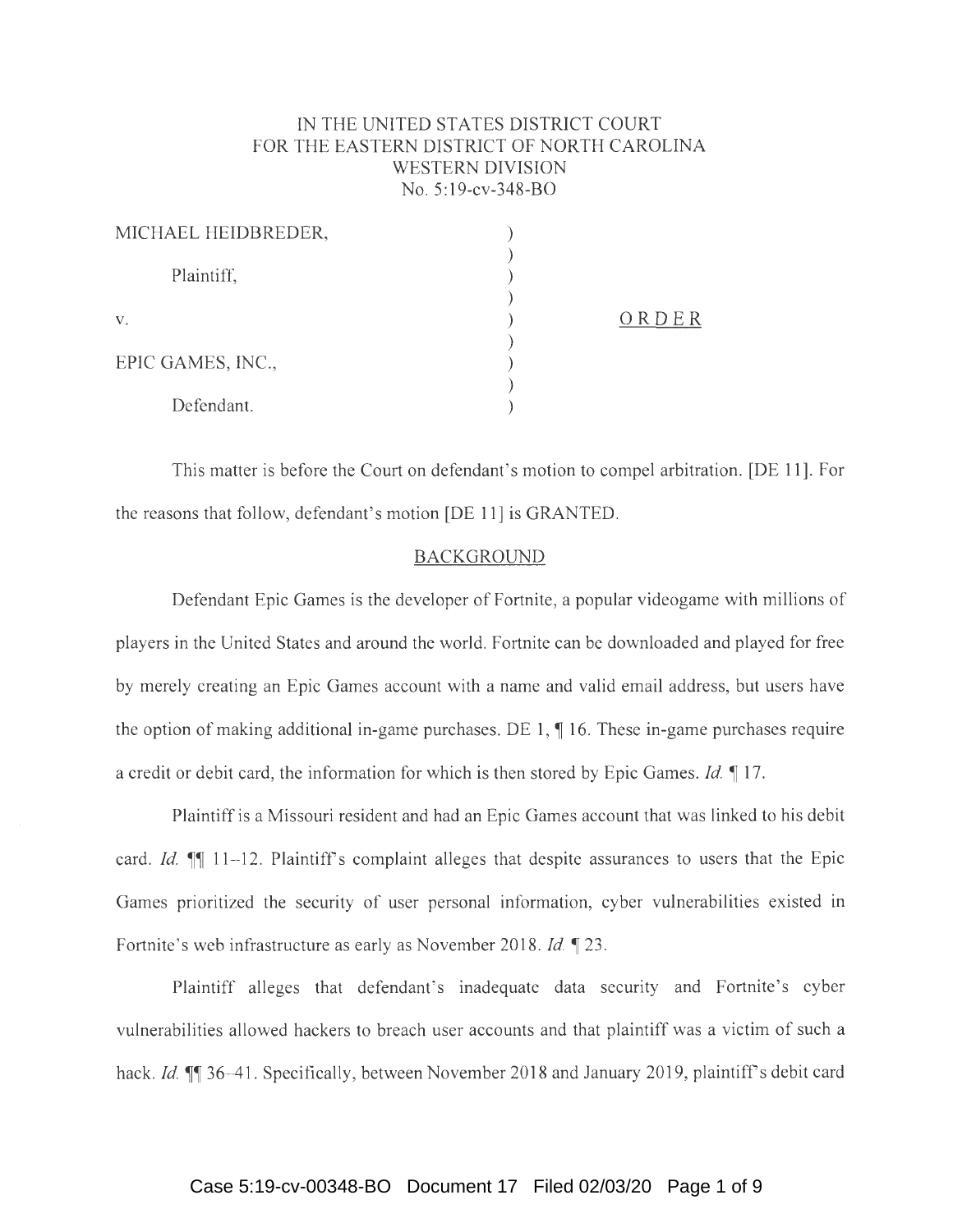IN THE UNITED STATES DISTRICT COURT
FOR THE EASTERN DISTRICT OF NORTH CAROLINA
WESTERN DIVISION
No. 5:19-cv-348-BO

| | | |
|---|---|---|
| MICHAEL HEIDBREDER, | ) | |
| Plaintiff, | ) | |
| v. | ) | ORDER |
| EPIC GAMES, INC., | ) | |
| Defendant. | ) | |

This matter is before the Court on defendant's motion to compel arbitration. [DE 11]. For the reasons that follow, defendant's motion [DE 11] is GRANTED.

## BACKGROUND

Defendant Epic Games is the developer of Fortnite, a popular videogame with millions of players in the United States and around the world. Fortnite can be downloaded and played for free by merely creating an Epic Games account with a name and valid email address, but users have the option of making additional in-game purchases. DE 1, ¶ 16. These in-game purchases require a credit or debit card, the information for which is then stored by Epic Games. *Id.* ¶ 17.

Plaintiff is a Missouri resident and had an Epic Games account that was linked to his debit card. *Id.* ¶¶ 11–12. Plaintiff's complaint alleges that despite assurances to users that the Epic Games prioritized the security of user personal information, cyber vulnerabilities existed in Fortnite's web infrastructure as early as November 2018. *Id.* ¶ 23.

Plaintiff alleges that defendant's inadequate data security and Fortnite's cyber vulnerabilities allowed hackers to breach user accounts and that plaintiff was a victim of such a hack. *Id.* ¶¶ 36–41. Specifically, between November 2018 and January 2019, plaintiff's debit card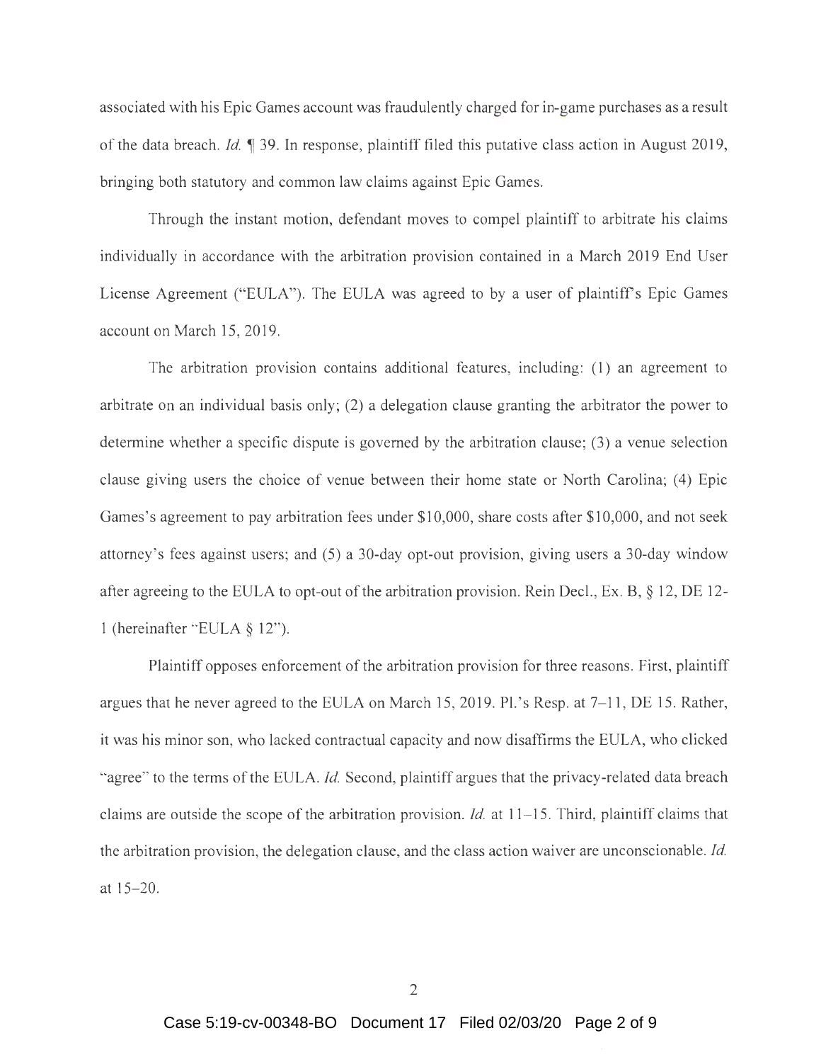associated with his Epic Games account was fraudulently charged for in-game purchases as a result of the data breach. *Id.* ¶ 39. In response, plaintiff filed this putative class action in August 2019, bringing both statutory and common law claims against Epic Games.

Through the instant motion, defendant moves to compel plaintiff to arbitrate his claims individually in accordance with the arbitration provision contained in a March 2019 End User License Agreement ("EULA"). The EULA was agreed to by a user of plaintiff's Epic Games account on March 15, 2019.

The arbitration provision contains additional features, including: (1) an agreement to arbitrate on an individual basis only; (2) a delegation clause granting the arbitrator the power to determine whether a specific dispute is governed by the arbitration clause; (3) a venue selection clause giving users the choice of venue between their home state or North Carolina; (4) Epic Games's agreement to pay arbitration fees under \$10,000, share costs after \$10,000, and not seek attorney's fees against users; and (5) a 30-day opt-out provision, giving users a 30-day window after agreeing to the EULA to opt-out of the arbitration provision. Rein Decl., Ex. B, § 12, DE 12-1 (hereinafter "EULA § 12").

Plaintiff opposes enforcement of the arbitration provision for three reasons. First, plaintiff argues that he never agreed to the EULA on March 15, 2019. Pl.'s Resp. at 7–11, DE 15. Rather, it was his minor son, who lacked contractual capacity and now disaffirms the EULA, who clicked "agree" to the terms of the EULA. *Id.* Second, plaintiff argues that the privacy-related data breach claims are outside the scope of the arbitration provision. *Id.* at 11–15. Third, plaintiff claims that the arbitration provision, the delegation clause, and the class action waiver are unconscionable. *Id.* at 15–20.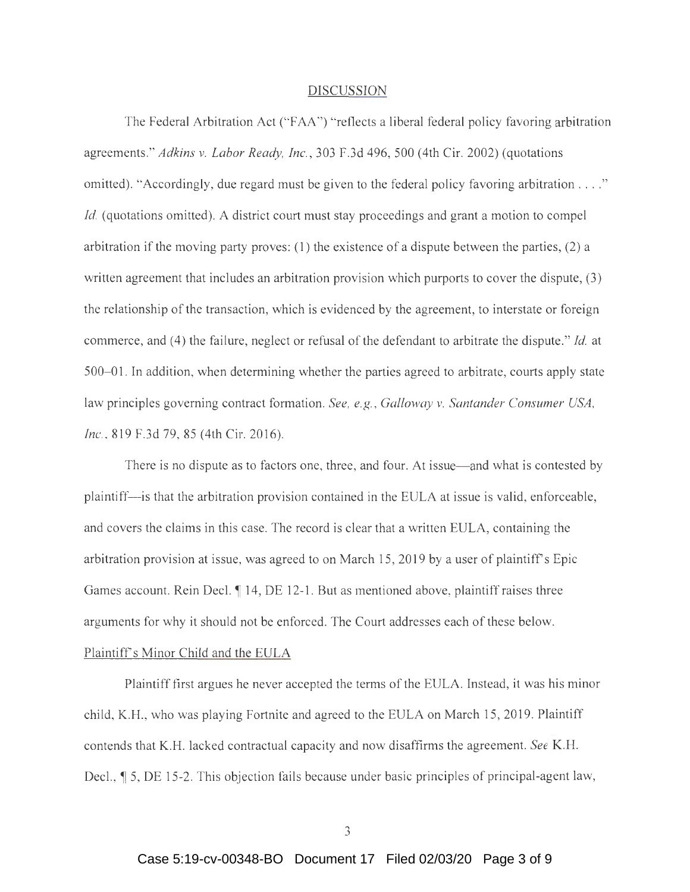## DISCUSSION

The Federal Arbitration Act ("FAA") "reflects a liberal federal policy favoring arbitration agreements." *Adkins v. Labor Ready, Inc.*, 303 F.3d 496, 500 (4th Cir. 2002) (quotations omitted). "Accordingly, due regard must be given to the federal policy favoring arbitration . . . ." *Id.* (quotations omitted). A district court must stay proceedings and grant a motion to compel arbitration if the moving party proves: (1) the existence of a dispute between the parties, (2) a written agreement that includes an arbitration provision which purports to cover the dispute, (3) the relationship of the transaction, which is evidenced by the agreement, to interstate or foreign commerce, and (4) the failure, neglect or refusal of the defendant to arbitrate the dispute." *Id.* at 500–01. In addition, when determining whether the parties agreed to arbitrate, courts apply state law principles governing contract formation. *See, e.g.*, *Galloway v. Santander Consumer USA, Inc.*, 819 F.3d 79, 85 (4th Cir. 2016).

There is no dispute as to factors one, three, and four. At issue—and what is contested by plaintiff—is that the arbitration provision contained in the EULA at issue is valid, enforceable, and covers the claims in this case. The record is clear that a written EULA, containing the arbitration provision at issue, was agreed to on March 15, 2019 by a user of plaintiff's Epic Games account. Rein Decl. ¶ 14, DE 12-1. But as mentioned above, plaintiff raises three arguments for why it should not be enforced. The Court addresses each of these below.

### Plaintiff's Minor Child and the EULA

Plaintiff first argues he never accepted the terms of the EULA. Instead, it was his minor child, K.H., who was playing Fortnite and agreed to the EULA on March 15, 2019. Plaintiff contends that K.H. lacked contractual capacity and now disaffirms the agreement. *See* K.H. Decl., ¶ 5, DE 15-2. This objection fails because under basic principles of principal-agent law,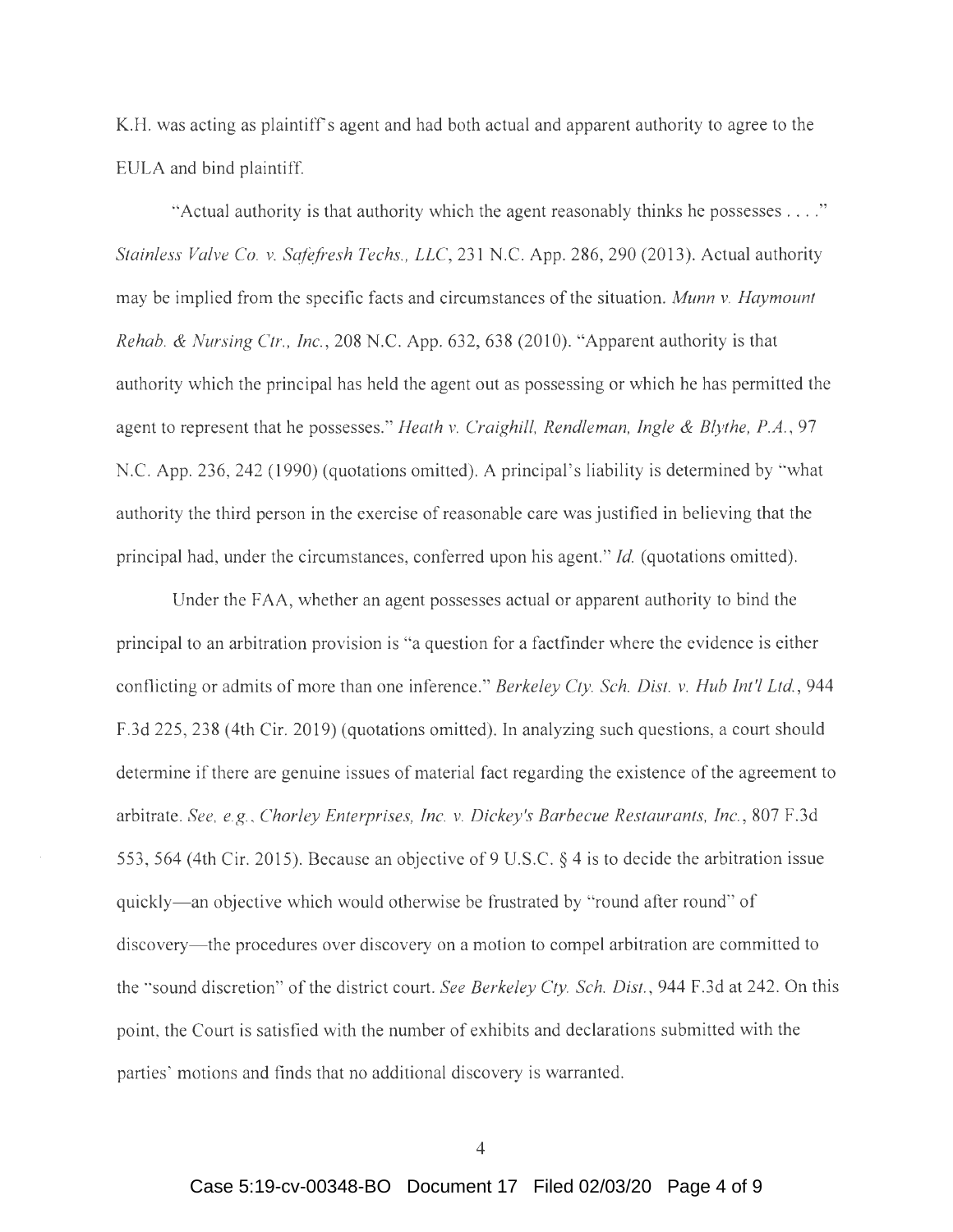K.H. was acting as plaintiff's agent and had both actual and apparent authority to agree to the EULA and bind plaintiff.

"Actual authority is that authority which the agent reasonably thinks he possesses . . . ." *Stainless Valve Co. v. Safefresh Techs., LLC*, 231 N.C. App. 286, 290 (2013). Actual authority may be implied from the specific facts and circumstances of the situation. *Munn v. Haymount Rehab. & Nursing Ctr., Inc.*, 208 N.C. App. 632, 638 (2010). "Apparent authority is that authority which the principal has held the agent out as possessing or which he has permitted the agent to represent that he possesses." *Heath v. Craighill, Rendleman, Ingle & Blythe, P.A.*, 97 N.C. App. 236, 242 (1990) (quotations omitted). A principal's liability is determined by "what authority the third person in the exercise of reasonable care was justified in believing that the principal had, under the circumstances, conferred upon his agent." *Id.* (quotations omitted).

Under the FAA, whether an agent possesses actual or apparent authority to bind the principal to an arbitration provision is "a question for a factfinder where the evidence is either conflicting or admits of more than one inference." *Berkeley Cty. Sch. Dist. v. Hub Int'l Ltd.*, 944 F.3d 225, 238 (4th Cir. 2019) (quotations omitted). In analyzing such questions, a court should determine if there are genuine issues of material fact regarding the existence of the agreement to arbitrate. *See, e.g.*, *Chorley Enterprises, Inc. v. Dickey's Barbecue Restaurants, Inc.*, 807 F.3d 553, 564 (4th Cir. 2015). Because an objective of 9 U.S.C. § 4 is to decide the arbitration issue quickly—an objective which would otherwise be frustrated by "round after round" of discovery—the procedures over discovery on a motion to compel arbitration are committed to the "sound discretion" of the district court. *See Berkeley Cty. Sch. Dist.*, 944 F.3d at 242. On this point, the Court is satisfied with the number of exhibits and declarations submitted with the parties' motions and finds that no additional discovery is warranted.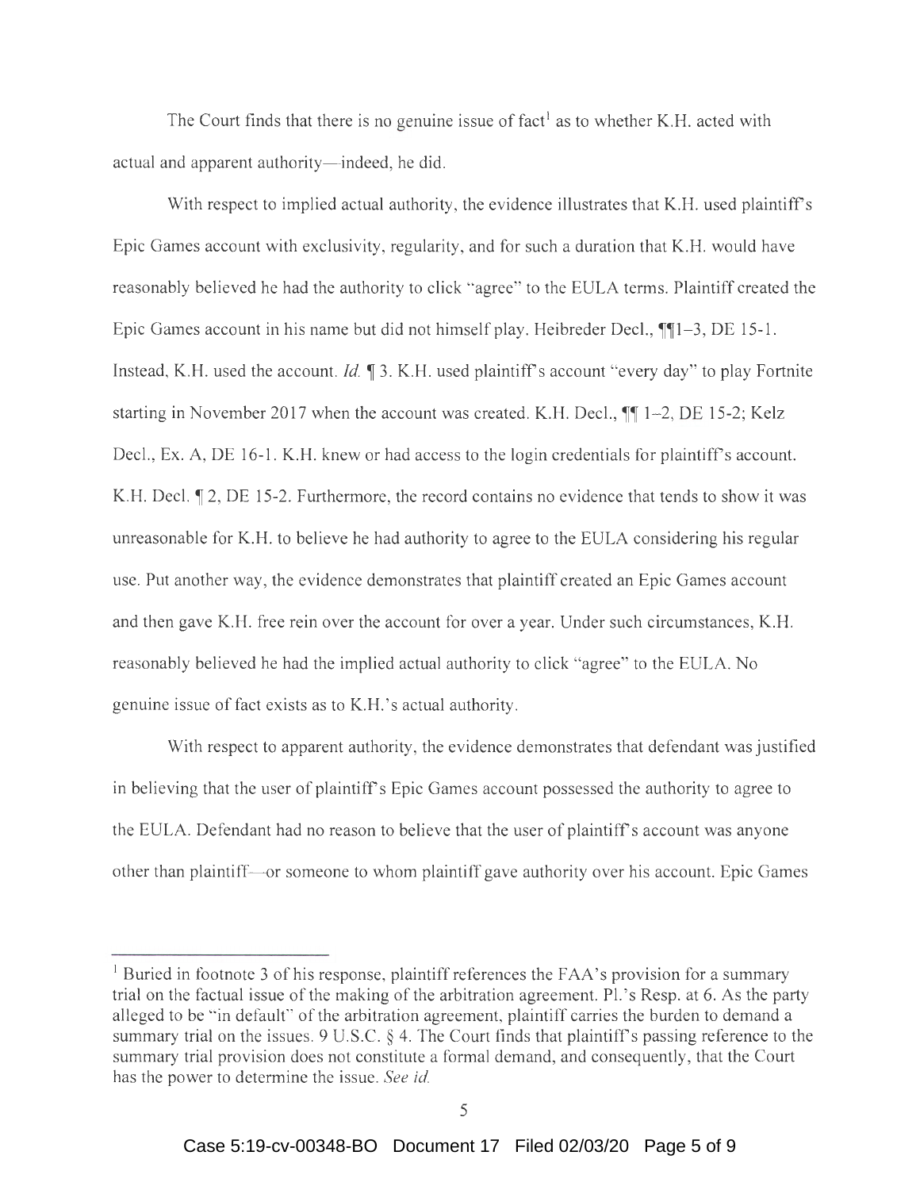The Court finds that there is no genuine issue of fact[1] as to whether K.H. acted with actual and apparent authority—indeed, he did.

With respect to implied actual authority, the evidence illustrates that K.H. used plaintiff's Epic Games account with exclusivity, regularity, and for such a duration that K.H. would have reasonably believed he had the authority to click "agree" to the EULA terms. Plaintiff created the Epic Games account in his name but did not himself play. Heibreder Decl., ¶¶1–3, DE 15-1. Instead, K.H. used the account. *Id.* ¶ 3. K.H. used plaintiff's account "every day" to play Fortnite starting in November 2017 when the account was created. K.H. Decl., ¶¶ 1–2, DE 15-2; Kelz Decl., Ex. A, DE 16-1. K.H. knew or had access to the login credentials for plaintiff's account. K.H. Decl. ¶ 2, DE 15-2. Furthermore, the record contains no evidence that tends to show it was unreasonable for K.H. to believe he had authority to agree to the EULA considering his regular use. Put another way, the evidence demonstrates that plaintiff created an Epic Games account and then gave K.H. free rein over the account for over a year. Under such circumstances, K.H. reasonably believed he had the implied actual authority to click "agree" to the EULA. No genuine issue of fact exists as to K.H.'s actual authority.

With respect to apparent authority, the evidence demonstrates that defendant was justified in believing that the user of plaintiff's Epic Games account possessed the authority to agree to the EULA. Defendant had no reason to believe that the user of plaintiff's account was anyone other than plaintiff—or someone to whom plaintiff gave authority over his account. Epic Games

---

[1] Buried in footnote 3 of his response, plaintiff references the FAA's provision for a summary trial on the factual issue of the making of the arbitration agreement. Pl.'s Resp. at 6. As the party alleged to be "in default" of the arbitration agreement, plaintiff carries the burden to demand a summary trial on the issues. 9 U.S.C. § 4. The Court finds that plaintiff's passing reference to the summary trial provision does not constitute a formal demand, and consequently, that the Court has the power to determine the issue. *See id.*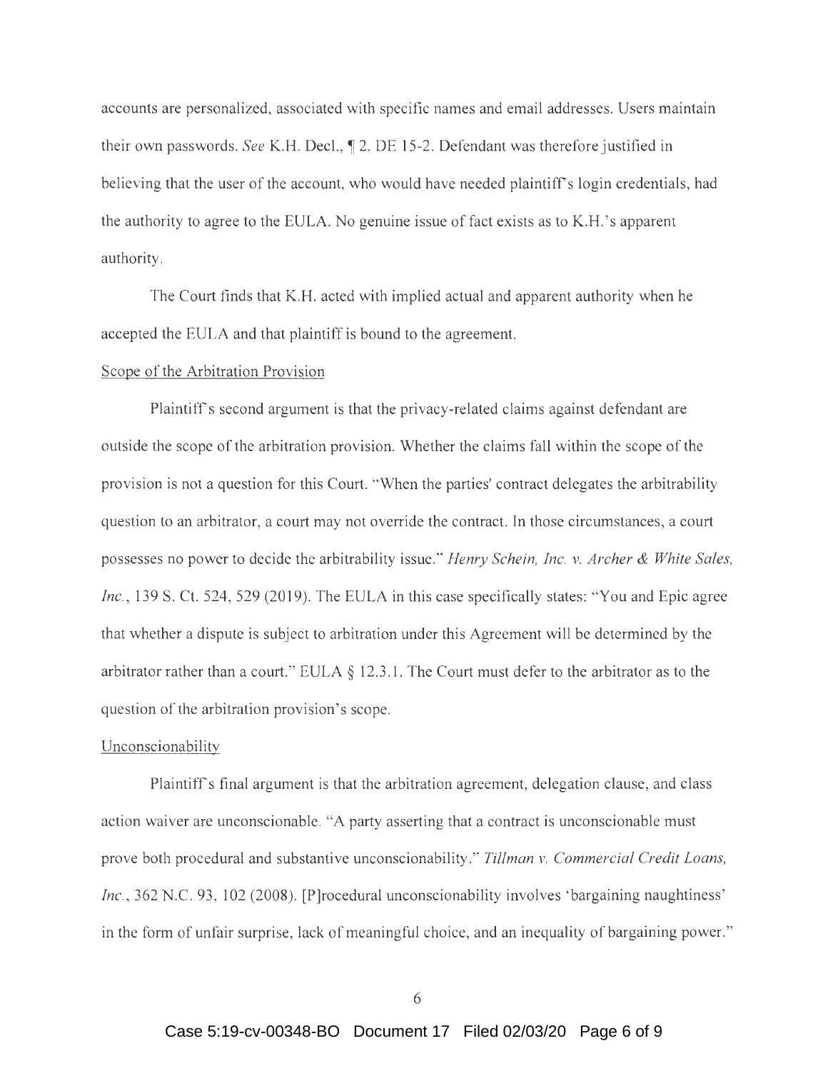accounts are personalized, associated with specific names and email addresses. Users maintain their own passwords. *See* K.H. Decl., ¶ 2. DE 15-2. Defendant was therefore justified in believing that the user of the account, who would have needed plaintiff's login credentials, had the authority to agree to the EULA. No genuine issue of fact exists as to K.H.'s apparent authority.

The Court finds that K.H. acted with implied actual and apparent authority when he accepted the EULA and that plaintiff is bound to the agreement.

<u>Scope of the Arbitration Provision</u>

Plaintiff's second argument is that the privacy-related claims against defendant are outside the scope of the arbitration provision. Whether the claims fall within the scope of the provision is not a question for this Court. "When the parties' contract delegates the arbitrability question to an arbitrator, a court may not override the contract. In those circumstances, a court possesses no power to decide the arbitrability issue." *Henry Schein, Inc. v. Archer & White Sales, Inc.*, 139 S. Ct. 524, 529 (2019). The EULA in this case specifically states: "You and Epic agree that whether a dispute is subject to arbitration under this Agreement will be determined by the arbitrator rather than a court." EULA § 12.3.1. The Court must defer to the arbitrator as to the question of the arbitration provision's scope.

<u>Unconscionability</u>

Plaintiff's final argument is that the arbitration agreement, delegation clause, and class action waiver are unconscionable. "A party asserting that a contract is unconscionable must prove both procedural and substantive unconscionability." *Tillman v. Commercial Credit Loans, Inc.*, 362 N.C. 93, 102 (2008). [P]rocedural unconscionability involves 'bargaining naughtiness' in the form of unfair surprise, lack of meaningful choice, and an inequality of bargaining power."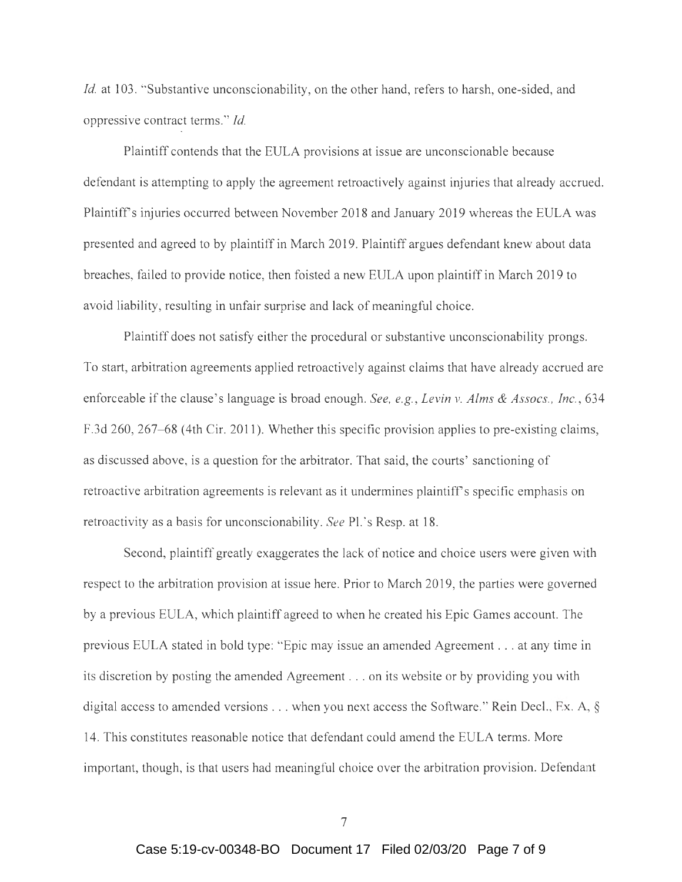*Id.* at 103. "Substantive unconscionability, on the other hand, refers to harsh, one-sided, and oppressive contract terms." *Id.*

Plaintiff contends that the EULA provisions at issue are unconscionable because defendant is attempting to apply the agreement retroactively against injuries that already accrued. Plaintiff's injuries occurred between November 2018 and January 2019 whereas the EULA was presented and agreed to by plaintiff in March 2019. Plaintiff argues defendant knew about data breaches, failed to provide notice, then foisted a new EULA upon plaintiff in March 2019 to avoid liability, resulting in unfair surprise and lack of meaningful choice.

Plaintiff does not satisfy either the procedural or substantive unconscionability prongs. To start, arbitration agreements applied retroactively against claims that have already accrued are enforceable if the clause's language is broad enough. *See, e.g.*, *Levin v. Alms & Assocs., Inc.*, 634 F.3d 260, 267–68 (4th Cir. 2011). Whether this specific provision applies to pre-existing claims, as discussed above, is a question for the arbitrator. That said, the courts' sanctioning of retroactive arbitration agreements is relevant as it undermines plaintiff's specific emphasis on retroactivity as a basis for unconscionability. *See* Pl.'s Resp. at 18.

Second, plaintiff greatly exaggerates the lack of notice and choice users were given with respect to the arbitration provision at issue here. Prior to March 2019, the parties were governed by a previous EULA, which plaintiff agreed to when he created his Epic Games account. The previous EULA stated in bold type: "Epic may issue an amended Agreement . . . at any time in its discretion by posting the amended Agreement . . . on its website or by providing you with digital access to amended versions . . . when you next access the Software." Rein Decl., Ex. A, § 14. This constitutes reasonable notice that defendant could amend the EULA terms. More important, though, is that users had meaningful choice over the arbitration provision. Defendant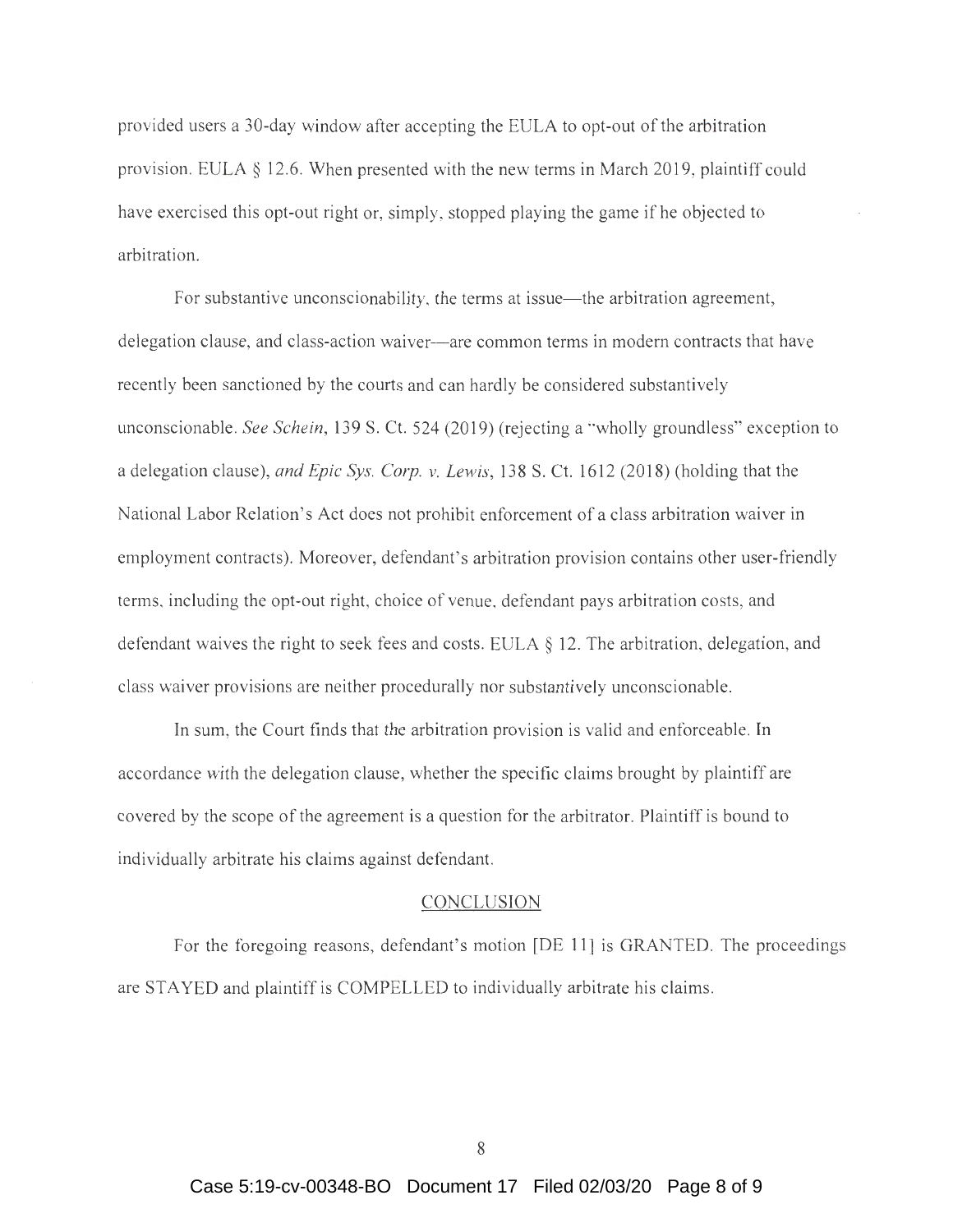provided users a 30-day window after accepting the EULA to opt-out of the arbitration provision. EULA § 12.6. When presented with the new terms in March 2019, plaintiff could have exercised this opt-out right or, simply, stopped playing the game if he objected to arbitration.

For substantive unconscionability, the terms at issue—the arbitration agreement, delegation clause, and class-action waiver—are common terms in modern contracts that have recently been sanctioned by the courts and can hardly be considered substantively unconscionable. *See Schein*, 139 S. Ct. 524 (2019) (rejecting a "wholly groundless" exception to a delegation clause), *and Epic Sys. Corp. v. Lewis*, 138 S. Ct. 1612 (2018) (holding that the National Labor Relation's Act does not prohibit enforcement of a class arbitration waiver in employment contracts). Moreover, defendant's arbitration provision contains other user-friendly terms, including the opt-out right, choice of venue, defendant pays arbitration costs, and defendant waives the right to seek fees and costs. EULA § 12. The arbitration, delegation, and class waiver provisions are neither procedurally nor substantively unconscionable.

In sum, the Court finds that the arbitration provision is valid and enforceable. In accordance with the delegation clause, whether the specific claims brought by plaintiff are covered by the scope of the agreement is a question for the arbitrator. Plaintiff is bound to individually arbitrate his claims against defendant.

## CONCLUSION

For the foregoing reasons, defendant's motion [DE 11] is GRANTED. The proceedings are STAYED and plaintiff is COMPELLED to individually arbitrate his claims.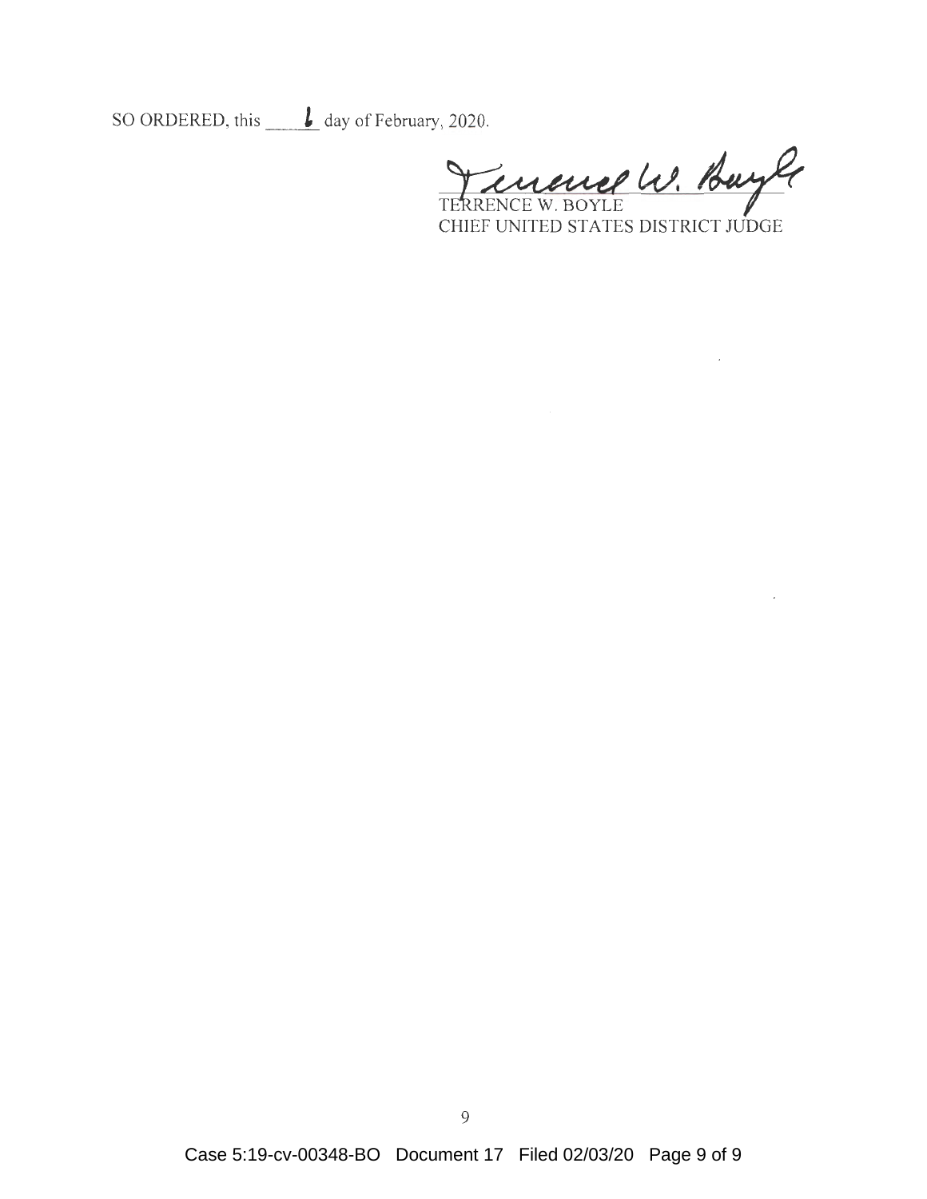SO ORDERED, this 6 day of February, 2020.

TERRENCE W. BOYLE
CHIEF UNITED STATES DISTRICT JUDGE